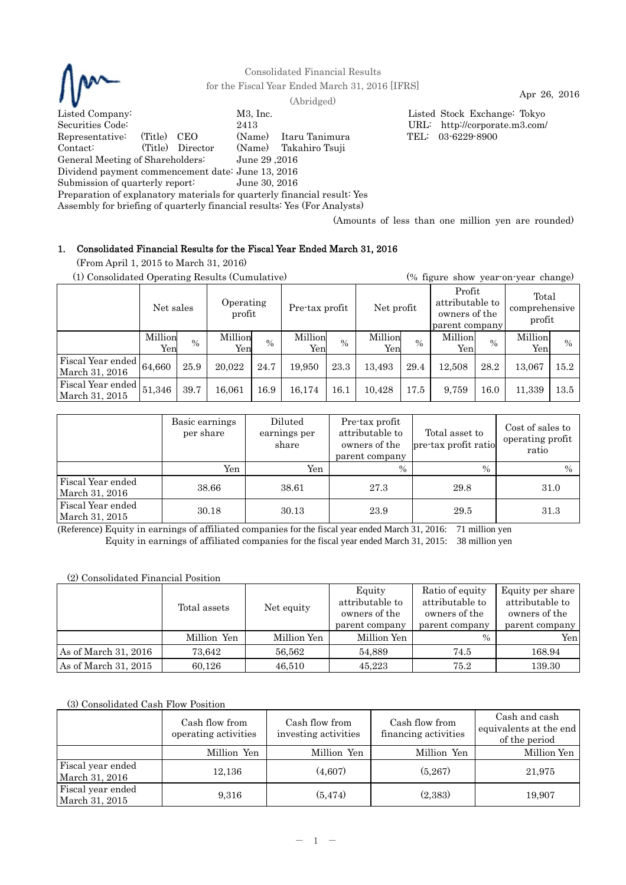Consolidated Financial Results
for the Fiscal Year Ended March 31, 2016 [IFRS]
(Abridged)

Apr 26, 2016

Listed Company: M3, Inc.
Listed Stock Exchange: Tokyo
Securities Code: 2413
URL: http://corporate.m3.com/
Representative: (Title) CEO (Name) Itaru Tanimura
TEL: 03-6229-8900
Contact: (Title) Director (Name) Takahiro Tsuji
General Meeting of Shareholders: June 29 ,2016
Dividend payment commencement date: June 13, 2016
Submission of quarterly report: June 30, 2016
Preparation of explanatory materials for quarterly financial result: Yes
Assembly for briefing of quarterly financial results: Yes (For Analysts)

(Amounts of less than one million yen are rounded)

## 1. Consolidated Financial Results for the Fiscal Year Ended March 31, 2016

(From April 1, 2015 to March 31, 2016)

(1) Consolidated Operating Results (Cumulative) (% figure show year-on-year change)

| | Net sales | | Operating profit | | Pre-tax profit | | Net profit | | Profit attributable to owners of the parent company | | Total comprehensive profit | |
|---|---|---|---|---|---|---|---|---|---|---|---|---|
| | Million Yen | % | Million Yen | % | Million Yen | % | Million Yen | % | Million Yen | % | Million Yen | % |
| Fiscal Year ended March 31, 2016 | 64,660 | 25.9 | 20,022 | 24.7 | 19,950 | 23.3 | 13,493 | 29.4 | 12,508 | 28.2 | 13,067 | 15.2 |
| Fiscal Year ended March 31, 2015 | 51,346 | 39.7 | 16,061 | 16.9 | 16,174 | 16.1 | 10,428 | 17.5 | 9,759 | 16.0 | 11,339 | 13.5 |

| | Basic earnings per share | Diluted earnings per share | Pre-tax profit attributable to owners of the parent company | Total asset to pre-tax profit ratio | Cost of sales to operating profit ratio |
|---|---|---|---|---|---|
| | Yen | Yen | % | % | % |
| Fiscal Year ended March 31, 2016 | 38.66 | 38.61 | 27.3 | 29.8 | 31.0 |
| Fiscal Year ended March 31, 2015 | 30.18 | 30.13 | 23.9 | 29.5 | 31.3 |

(Reference) Equity in earnings of affiliated companies for the fiscal year ended March 31, 2016: 71 million yen
Equity in earnings of affiliated companies for the fiscal year ended March 31, 2015: 38 million yen

(2) Consolidated Financial Position

| | Total assets | Net equity | Equity attributable to owners of the parent company | Ratio of equity attributable to owners of the parent company | Equity per share attributable to owners of the parent company |
|---|---|---|---|---|---|
| | Million Yen | Million Yen | Million Yen | % | Yen |
| As of March 31, 2016 | 73,642 | 56,562 | 54,889 | 74.5 | 168.94 |
| As of March 31, 2015 | 60,126 | 46,510 | 45,223 | 75.2 | 139.30 |

(3) Consolidated Cash Flow Position

| | Cash flow from operating activities | Cash flow from investing activities | Cash flow from financing activities | Cash and cash equivalents at the end of the period |
|---|---|---|---|---|
| | Million Yen | Million Yen | Million Yen | Million Yen |
| Fiscal year ended March 31, 2016 | 12,136 | (4,607) | (5,267) | 21,975 |
| Fiscal year ended March 31, 2015 | 9,316 | (5,474) | (2,383) | 19,907 |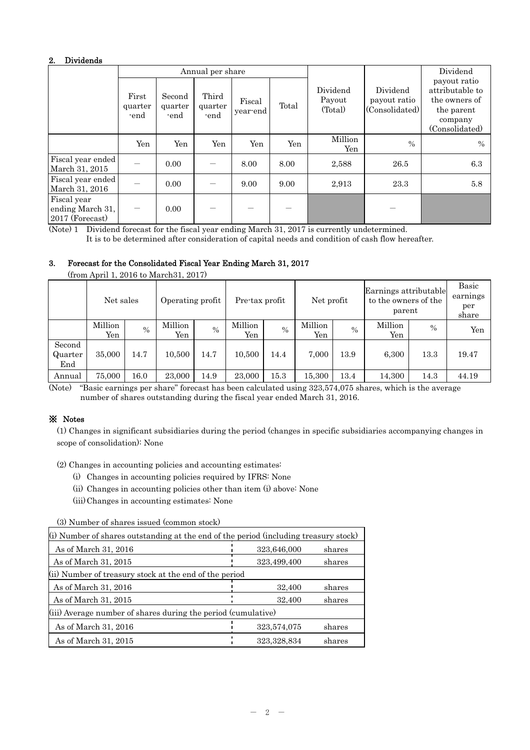## 2. Dividends

| | Annual per share | | | | | Dividend Payout (Total) | Dividend payout ratio (Consolidated) | Dividend payout ratio attributable to the owners of the parent company (Consolidated) |
|---|---|---|---|---|---|---|---|---|
| | First quarter -end | Second quarter -end | Third quarter -end | Fiscal year-end | Total | | | |
| | Yen | Yen | Yen | Yen | Yen | Million Yen | % | % |
| Fiscal year ended March 31, 2015 | — | 0.00 | — | 8.00 | 8.00 | 2,588 | 26.5 | 6.3 |
| Fiscal year ended March 31, 2016 | — | 0.00 | — | 9.00 | 9.00 | 2,913 | 23.3 | 5.8 |
| Fiscal year ending March 31, 2017 (Forecast) | — | 0.00 | — | — | — | | — | |

(Note) 1 Dividend forecast for the fiscal year ending March 31, 2017 is currently undetermined.
It is to be determined after consideration of capital needs and condition of cash flow hereafter.

## 3. Forecast for the Consolidated Fiscal Year Ending March 31, 2017

(from April 1, 2016 to March31, 2017)

| | Net sales | | Operating profit | | Pre-tax profit | | Net profit | | Earnings attributable to the owners of the parent | | Basic earnings per share |
|---|---|---|---|---|---|---|---|---|---|---|---|
| | Million Yen | % | Million Yen | % | Million Yen | % | Million Yen | % | Million Yen | % | Yen |
| Second Quarter End | 35,000 | 14.7 | 10,500 | 14.7 | 10,500 | 14.4 | 7,000 | 13.9 | 6,300 | 13.3 | 19.47 |
| Annual | 75,000 | 16.0 | 23,000 | 14.9 | 23,000 | 15.3 | 15,300 | 13.4 | 14,300 | 14.3 | 44.19 |

(Note) "Basic earnings per share" forecast has been calculated using 323,574,075 shares, which is the average number of shares outstanding during the fiscal year ended March 31, 2016.

## ※ Notes

(1) Changes in significant subsidiaries during the period (changes in specific subsidiaries accompanying changes in scope of consolidation): None

(2) Changes in accounting policies and accounting estimates:

(i) Changes in accounting policies required by IFRS: None
(ii) Changes in accounting policies other than item (i) above: None
(iii) Changes in accounting estimates: None

(3) Number of shares issued (common stock)

| (i) Number of shares outstanding at the end of the period (including treasury stock) | | |
|---|---|---|
| As of March 31, 2016 | 323,646,000 | shares |
| As of March 31, 2015 | 323,499,400 | shares |
| **(ii) Number of treasury stock at the end of the period** | | |
| As of March 31, 2016 | 32,400 | shares |
| As of March 31, 2015 | 32,400 | shares |
| **(iii) Average number of shares during the period (cumulative)** | | |
| As of March 31, 2016 | 323,574,075 | shares |
| As of March 31, 2015 | 323,328,834 | shares |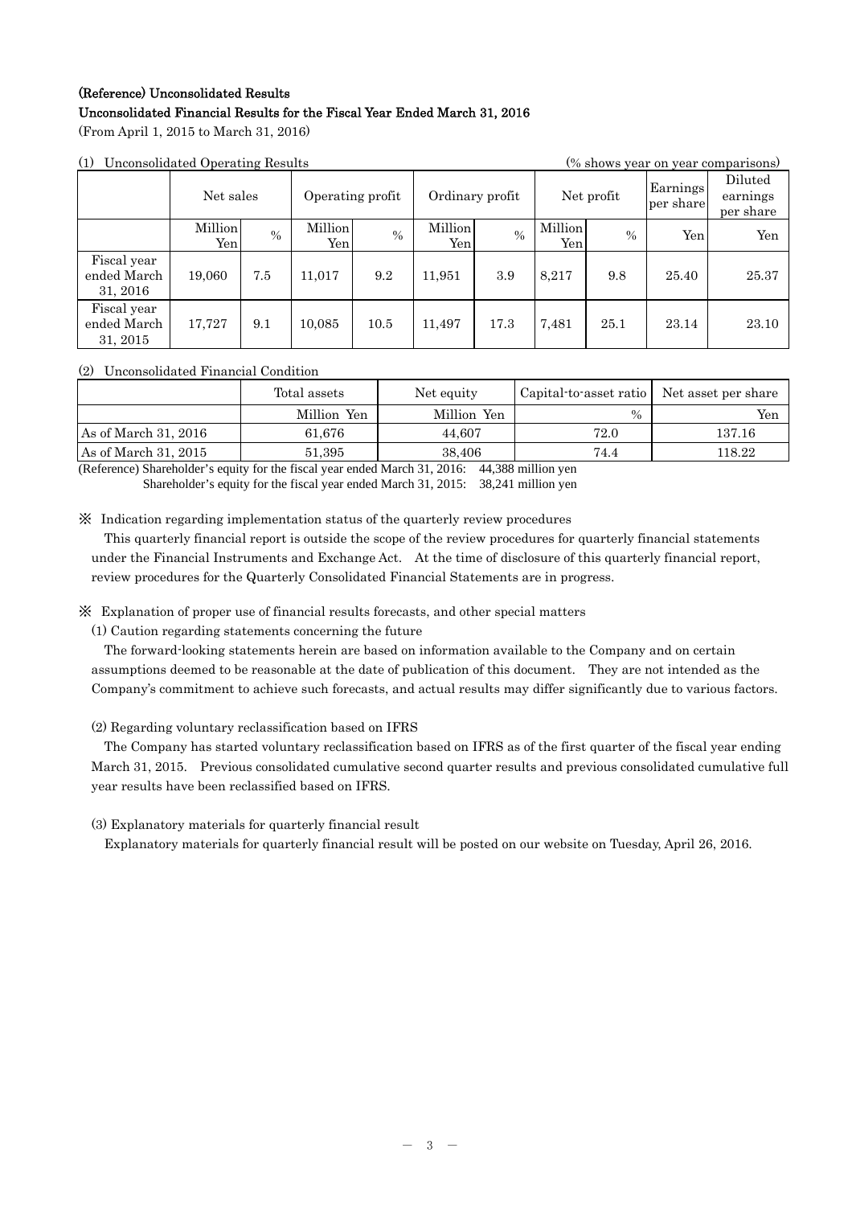**(Reference) Unconsolidated Results**

**Unconsolidated Financial Results for the Fiscal Year Ended March 31, 2016**

(From April 1, 2015 to March 31, 2016)

(1) Unconsolidated Operating Results (% shows year on year comparisons)

| | Net sales | | Operating profit | | Ordinary profit | | Net profit | | Earnings per share | Diluted earnings per share |
|---|---|---|---|---|---|---|---|---|---|---|
| | Million Yen | % | Million Yen | % | Million Yen | % | Million Yen | % | Yen | Yen |
| Fiscal year ended March 31, 2016 | 19,060 | 7.5 | 11,017 | 9.2 | 11,951 | 3.9 | 8,217 | 9.8 | 25.40 | 25.37 |
| Fiscal year ended March 31, 2015 | 17,727 | 9.1 | 10,085 | 10.5 | 11,497 | 17.3 | 7,481 | 25.1 | 23.14 | 23.10 |

(2) Unconsolidated Financial Condition

| | Total assets | Net equity | Capital-to-asset ratio | Net asset per share |
|---|---|---|---|---|
| | Million Yen | Million Yen | % | Yen |
| As of March 31, 2016 | 61,676 | 44,607 | 72.0 | 137.16 |
| As of March 31, 2015 | 51,395 | 38,406 | 74.4 | 118.22 |

(Reference) Shareholder's equity for the fiscal year ended March 31, 2016: 44,388 million yen
Shareholder's equity for the fiscal year ended March 31, 2015: 38,241 million yen

※ Indication regarding implementation status of the quarterly review procedures

This quarterly financial report is outside the scope of the review procedures for quarterly financial statements under the Financial Instruments and Exchange Act. At the time of disclosure of this quarterly financial report, review procedures for the Quarterly Consolidated Financial Statements are in progress.

※ Explanation of proper use of financial results forecasts, and other special matters

(1) Caution regarding statements concerning the future

The forward-looking statements herein are based on information available to the Company and on certain assumptions deemed to be reasonable at the date of publication of this document. They are not intended as the Company's commitment to achieve such forecasts, and actual results may differ significantly due to various factors.

(2) Regarding voluntary reclassification based on IFRS

The Company has started voluntary reclassification based on IFRS as of the first quarter of the fiscal year ending March 31, 2015. Previous consolidated cumulative second quarter results and previous consolidated cumulative full year results have been reclassified based on IFRS.

(3) Explanatory materials for quarterly financial result

Explanatory materials for quarterly financial result will be posted on our website on Tuesday, April 26, 2016.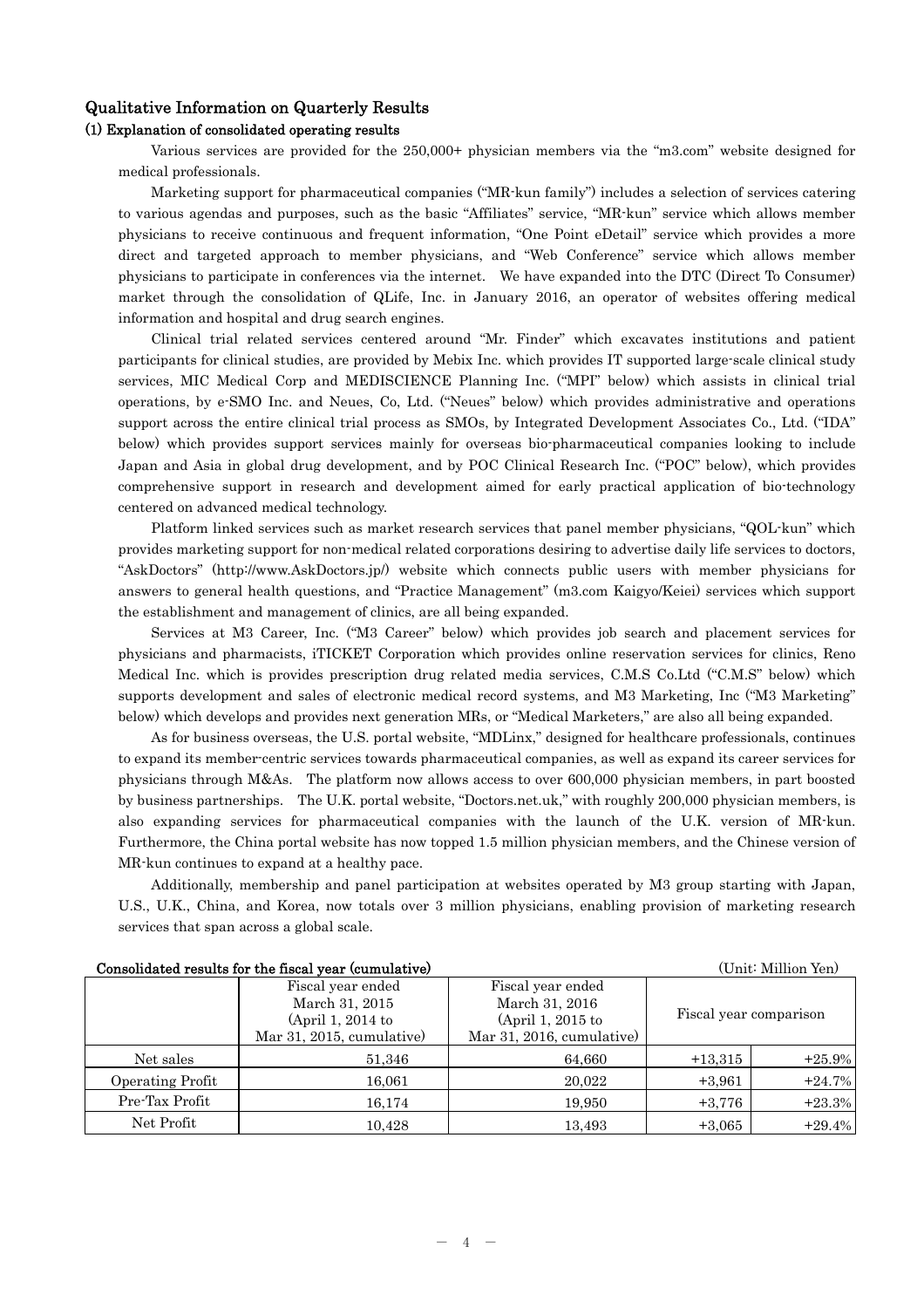## Qualitative Information on Quarterly Results

### (1) Explanation of consolidated operating results

Various services are provided for the 250,000+ physician members via the "m3.com" website designed for medical professionals.

Marketing support for pharmaceutical companies ("MR-kun family") includes a selection of services catering to various agendas and purposes, such as the basic "Affiliates" service, "MR-kun" service which allows member physicians to receive continuous and frequent information, "One Point eDetail" service which provides a more direct and targeted approach to member physicians, and "Web Conference" service which allows member physicians to participate in conferences via the internet. We have expanded into the DTC (Direct To Consumer) market through the consolidation of QLife, Inc. in January 2016, an operator of websites offering medical information and hospital and drug search engines.

Clinical trial related services centered around "Mr. Finder" which excavates institutions and patient participants for clinical studies, are provided by Mebix Inc. which provides IT supported large-scale clinical study services, MIC Medical Corp and MEDISCIENCE Planning Inc. ("MPI" below) which assists in clinical trial operations, by e-SMO Inc. and Neues, Co, Ltd. ("Neues" below) which provides administrative and operations support across the entire clinical trial process as SMOs, by Integrated Development Associates Co., Ltd. ("IDA" below) which provides support services mainly for overseas bio-pharmaceutical companies looking to include Japan and Asia in global drug development, and by POC Clinical Research Inc. ("POC" below), which provides comprehensive support in research and development aimed for early practical application of bio-technology centered on advanced medical technology.

Platform linked services such as market research services that panel member physicians, "QOL-kun" which provides marketing support for non-medical related corporations desiring to advertise daily life services to doctors, "AskDoctors" (http://www.AskDoctors.jp/) website which connects public users with member physicians for answers to general health questions, and "Practice Management" (m3.com Kaigyo/Keiei) services which support the establishment and management of clinics, are all being expanded.

Services at M3 Career, Inc. ("M3 Career" below) which provides job search and placement services for physicians and pharmacists, iTICKET Corporation which provides online reservation services for clinics, Reno Medical Inc. which is provides prescription drug related media services, C.M.S Co.Ltd ("C.M.S" below) which supports development and sales of electronic medical record systems, and M3 Marketing, Inc ("M3 Marketing" below) which develops and provides next generation MRs, or "Medical Marketers," are also all being expanded.

As for business overseas, the U.S. portal website, "MDLinx," designed for healthcare professionals, continues to expand its member-centric services towards pharmaceutical companies, as well as expand its career services for physicians through M&As. The platform now allows access to over 600,000 physician members, in part boosted by business partnerships. The U.K. portal website, "Doctors.net.uk," with roughly 200,000 physician members, is also expanding services for pharmaceutical companies with the launch of the U.K. version of MR-kun. Furthermore, the China portal website has now topped 1.5 million physician members, and the Chinese version of MR-kun continues to expand at a healthy pace.

Additionally, membership and panel participation at websites operated by M3 group starting with Japan, U.S., U.K., China, and Korea, now totals over 3 million physicians, enabling provision of marketing research services that span across a global scale.

**Consolidated results for the fiscal year (cumulative)** (Unit: Million Yen)

| | Fiscal year ended March 31, 2015 (April 1, 2014 to Mar 31, 2015, cumulative) | Fiscal year ended March 31, 2016 (April 1, 2015 to Mar 31, 2016, cumulative) | Fiscal year comparison | |
|---|---|---|---|---|
| Net sales | 51,346 | 64,660 | +13,315 | +25.9% |
| Operating Profit | 16,061 | 20,022 | +3,961 | +24.7% |
| Pre-Tax Profit | 16,174 | 19,950 | +3,776 | +23.3% |
| Net Profit | 10,428 | 13,493 | +3,065 | +29.4% |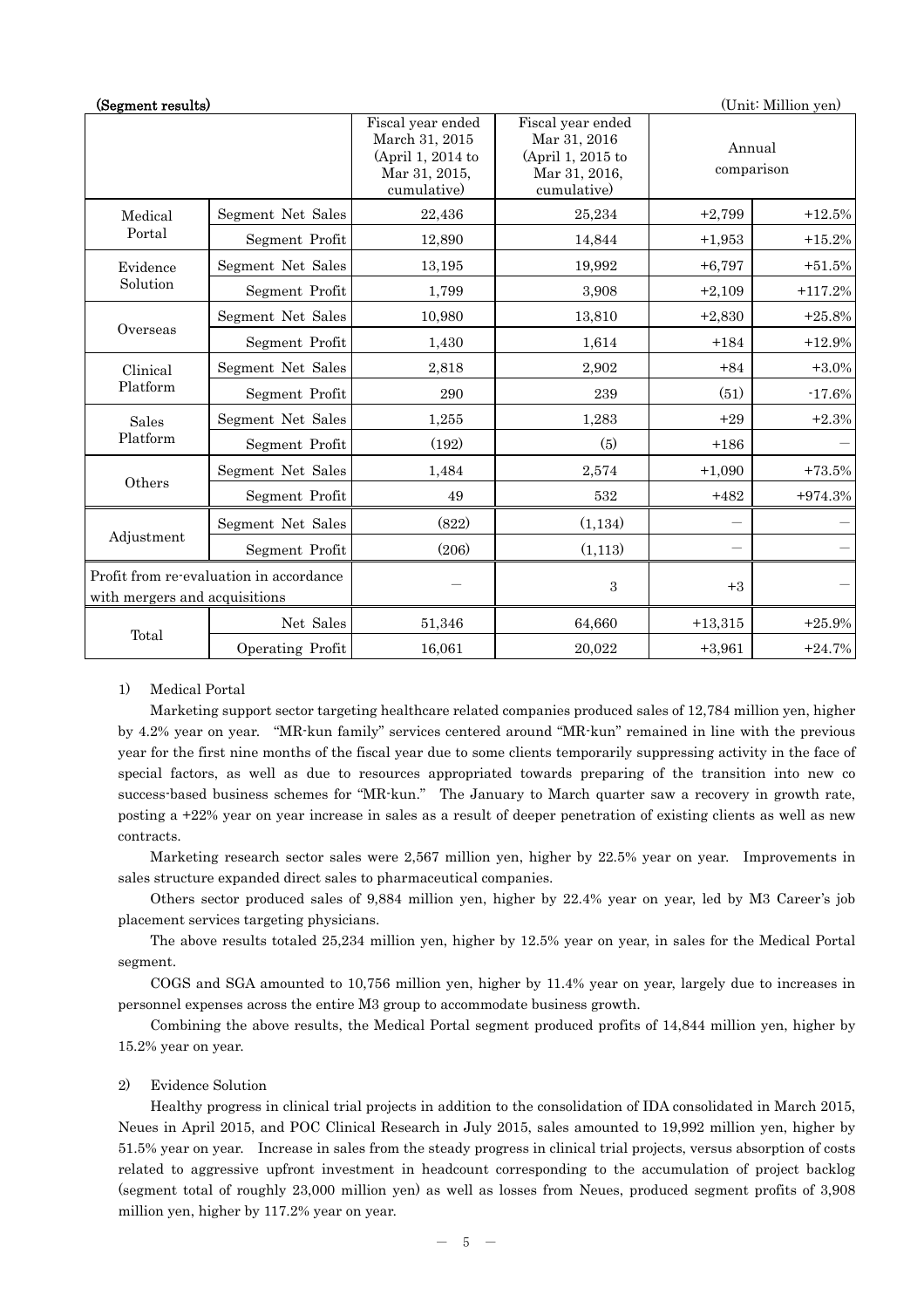**(Segment results)** (Unit: Million yen)

| | | Fiscal year ended March 31, 2015 (April 1, 2014 to Mar 31, 2015, cumulative) | Fiscal year ended Mar 31, 2016 (April 1, 2015 to Mar 31, 2016, cumulative) | Annual comparison | |
|---|---|---|---|---|---|
| Medical Portal | Segment Net Sales | 22,436 | 25,234 | +2,799 | +12.5% |
| | Segment Profit | 12,890 | 14,844 | +1,953 | +15.2% |
| Evidence Solution | Segment Net Sales | 13,195 | 19,992 | +6,797 | +51.5% |
| | Segment Profit | 1,799 | 3,908 | +2,109 | +117.2% |
| Overseas | Segment Net Sales | 10,980 | 13,810 | +2,830 | +25.8% |
| | Segment Profit | 1,430 | 1,614 | +184 | +12.9% |
| Clinical Platform | Segment Net Sales | 2,818 | 2,902 | +84 | +3.0% |
| | Segment Profit | 290 | 239 | (51) | -17.6% |
| Sales Platform | Segment Net Sales | 1,255 | 1,283 | +29 | +2.3% |
| | Segment Profit | (192) | (5) | +186 | — |
| Others | Segment Net Sales | 1,484 | 2,574 | +1,090 | +73.5% |
| | Segment Profit | 49 | 532 | +482 | +974.3% |
| Adjustment | Segment Net Sales | (822) | (1,134) | — | — |
| | Segment Profit | (206) | (1,113) | — | — |
| Profit from re-evaluation in accordance with mergers and acquisitions | | — | 3 | +3 | — |
| Total | Net Sales | 51,346 | 64,660 | +13,315 | +25.9% |
| | Operating Profit | 16,061 | 20,022 | +3,961 | +24.7% |

1) Medical Portal

Marketing support sector targeting healthcare related companies produced sales of 12,784 million yen, higher by 4.2% year on year. "MR-kun family" services centered around "MR-kun" remained in line with the previous year for the first nine months of the fiscal year due to some clients temporarily suppressing activity in the face of special factors, as well as due to resources appropriated towards preparing of the transition into new co success-based business schemes for "MR-kun." The January to March quarter saw a recovery in growth rate, posting a +22% year on year increase in sales as a result of deeper penetration of existing clients as well as new contracts.

Marketing research sector sales were 2,567 million yen, higher by 22.5% year on year. Improvements in sales structure expanded direct sales to pharmaceutical companies.

Others sector produced sales of 9,884 million yen, higher by 22.4% year on year, led by M3 Career's job placement services targeting physicians.

The above results totaled 25,234 million yen, higher by 12.5% year on year, in sales for the Medical Portal segment.

COGS and SGA amounted to 10,756 million yen, higher by 11.4% year on year, largely due to increases in personnel expenses across the entire M3 group to accommodate business growth.

Combining the above results, the Medical Portal segment produced profits of 14,844 million yen, higher by 15.2% year on year.

2) Evidence Solution

Healthy progress in clinical trial projects in addition to the consolidation of IDA consolidated in March 2015, Neues in April 2015, and POC Clinical Research in July 2015, sales amounted to 19,992 million yen, higher by 51.5% year on year. Increase in sales from the steady progress in clinical trial projects, versus absorption of costs related to aggressive upfront investment in headcount corresponding to the accumulation of project backlog (segment total of roughly 23,000 million yen) as well as losses from Neues, produced segment profits of 3,908 million yen, higher by 117.2% year on year.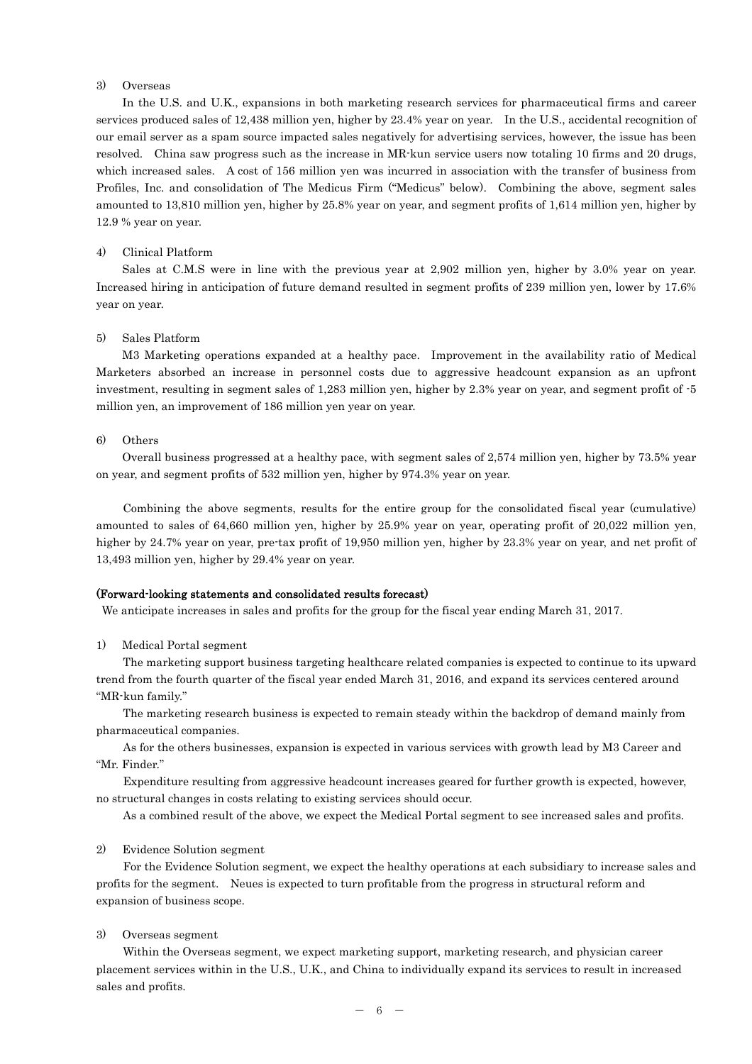3) Overseas

In the U.S. and U.K., expansions in both marketing research services for pharmaceutical firms and career services produced sales of 12,438 million yen, higher by 23.4% year on year. In the U.S., accidental recognition of our email server as a spam source impacted sales negatively for advertising services, however, the issue has been resolved. China saw progress such as the increase in MR-kun service users now totaling 10 firms and 20 drugs, which increased sales. A cost of 156 million yen was incurred in association with the transfer of business from Profiles, Inc. and consolidation of The Medicus Firm ("Medicus" below). Combining the above, segment sales amounted to 13,810 million yen, higher by 25.8% year on year, and segment profits of 1,614 million yen, higher by 12.9 % year on year.

4) Clinical Platform

Sales at C.M.S were in line with the previous year at 2,902 million yen, higher by 3.0% year on year. Increased hiring in anticipation of future demand resulted in segment profits of 239 million yen, lower by 17.6% year on year.

5) Sales Platform

M3 Marketing operations expanded at a healthy pace. Improvement in the availability ratio of Medical Marketers absorbed an increase in personnel costs due to aggressive headcount expansion as an upfront investment, resulting in segment sales of 1,283 million yen, higher by 2.3% year on year, and segment profit of -5 million yen, an improvement of 186 million yen year on year.

6) Others

Overall business progressed at a healthy pace, with segment sales of 2,574 million yen, higher by 73.5% year on year, and segment profits of 532 million yen, higher by 974.3% year on year.

Combining the above segments, results for the entire group for the consolidated fiscal year (cumulative) amounted to sales of 64,660 million yen, higher by 25.9% year on year, operating profit of 20,022 million yen, higher by 24.7% year on year, pre-tax profit of 19,950 million yen, higher by 23.3% year on year, and net profit of 13,493 million yen, higher by 29.4% year on year.

**(Forward-looking statements and consolidated results forecast)**

We anticipate increases in sales and profits for the group for the fiscal year ending March 31, 2017.

1) Medical Portal segment

The marketing support business targeting healthcare related companies is expected to continue to its upward trend from the fourth quarter of the fiscal year ended March 31, 2016, and expand its services centered around "MR-kun family."

The marketing research business is expected to remain steady within the backdrop of demand mainly from pharmaceutical companies.

As for the others businesses, expansion is expected in various services with growth lead by M3 Career and "Mr. Finder."

Expenditure resulting from aggressive headcount increases geared for further growth is expected, however, no structural changes in costs relating to existing services should occur.

As a combined result of the above, we expect the Medical Portal segment to see increased sales and profits.

2) Evidence Solution segment

For the Evidence Solution segment, we expect the healthy operations at each subsidiary to increase sales and profits for the segment. Neues is expected to turn profitable from the progress in structural reform and expansion of business scope.

3) Overseas segment

Within the Overseas segment, we expect marketing support, marketing research, and physician career placement services within in the U.S., U.K., and China to individually expand its services to result in increased sales and profits.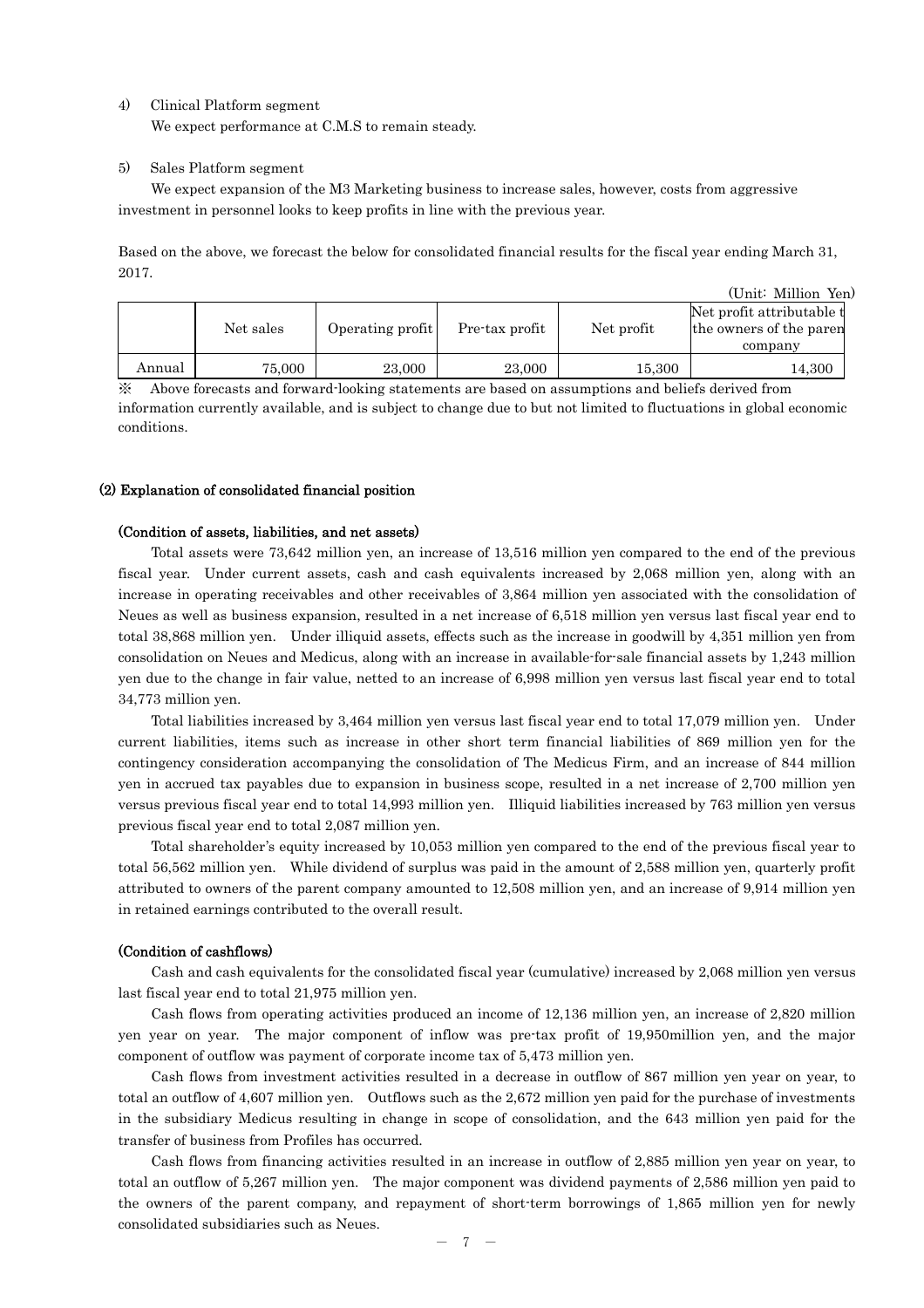4) Clinical Platform segment

We expect performance at C.M.S to remain steady.

5) Sales Platform segment

We expect expansion of the M3 Marketing business to increase sales, however, costs from aggressive investment in personnel looks to keep profits in line with the previous year.

Based on the above, we forecast the below for consolidated financial results for the fiscal year ending March 31, 2017.

(Unit: Million Yen)

| | Net sales | Operating profit | Pre-tax profit | Net profit | Net profit attributable t the owners of the paren company |
|---|---|---|---|---|---|
| Annual | 75,000 | 23,000 | 23,000 | 15,300 | 14,300 |

※ Above forecasts and forward-looking statements are based on assumptions and beliefs derived from information currently available, and is subject to change due to but not limited to fluctuations in global economic conditions.

### (2) Explanation of consolidated financial position

#### (Condition of assets, liabilities, and net assets)

Total assets were 73,642 million yen, an increase of 13,516 million yen compared to the end of the previous fiscal year. Under current assets, cash and cash equivalents increased by 2,068 million yen, along with an increase in operating receivables and other receivables of 3,864 million yen associated with the consolidation of Neues as well as business expansion, resulted in a net increase of 6,518 million yen versus last fiscal year end to total 38,868 million yen. Under illiquid assets, effects such as the increase in goodwill by 4,351 million yen from consolidation on Neues and Medicus, along with an increase in available-for-sale financial assets by 1,243 million yen due to the change in fair value, netted to an increase of 6,998 million yen versus last fiscal year end to total 34,773 million yen.

Total liabilities increased by 3,464 million yen versus last fiscal year end to total 17,079 million yen. Under current liabilities, items such as increase in other short term financial liabilities of 869 million yen for the contingency consideration accompanying the consolidation of The Medicus Firm, and an increase of 844 million yen in accrued tax payables due to expansion in business scope, resulted in a net increase of 2,700 million yen versus previous fiscal year end to total 14,993 million yen. Illiquid liabilities increased by 763 million yen versus previous fiscal year end to total 2,087 million yen.

Total shareholder's equity increased by 10,053 million yen compared to the end of the previous fiscal year to total 56,562 million yen. While dividend of surplus was paid in the amount of 2,588 million yen, quarterly profit attributed to owners of the parent company amounted to 12,508 million yen, and an increase of 9,914 million yen in retained earnings contributed to the overall result.

#### (Condition of cashflows)

Cash and cash equivalents for the consolidated fiscal year (cumulative) increased by 2,068 million yen versus last fiscal year end to total 21,975 million yen.

Cash flows from operating activities produced an income of 12,136 million yen, an increase of 2,820 million yen year on year. The major component of inflow was pre-tax profit of 19,950million yen, and the major component of outflow was payment of corporate income tax of 5,473 million yen.

Cash flows from investment activities resulted in a decrease in outflow of 867 million yen year on year, to total an outflow of 4,607 million yen. Outflows such as the 2,672 million yen paid for the purchase of investments in the subsidiary Medicus resulting in change in scope of consolidation, and the 643 million yen paid for the transfer of business from Profiles has occurred.

Cash flows from financing activities resulted in an increase in outflow of 2,885 million yen year on year, to total an outflow of 5,267 million yen. The major component was dividend payments of 2,586 million yen paid to the owners of the parent company, and repayment of short-term borrowings of 1,865 million yen for newly consolidated subsidiaries such as Neues.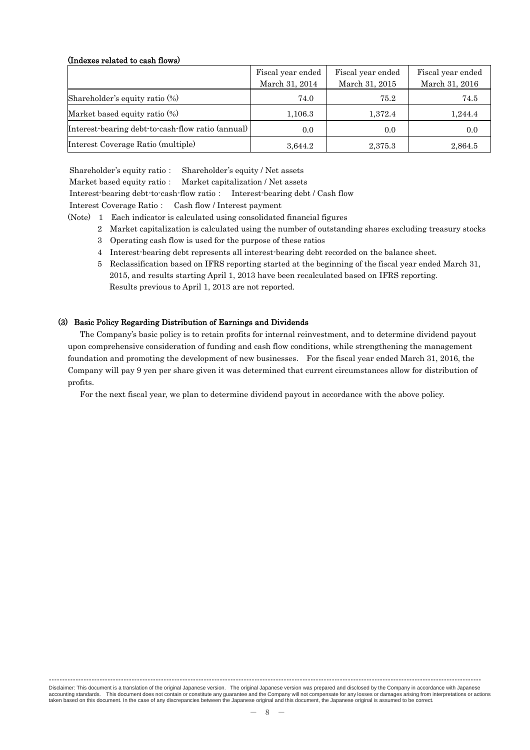#### (Indexes related to cash flows)

| | Fiscal year ended March 31, 2014 | Fiscal year ended March 31, 2015 | Fiscal year ended March 31, 2016 |
|---|---|---|---|
| Shareholder's equity ratio (%) | 74.0 | 75.2 | 74.5 |
| Market based equity ratio (%) | 1,106.3 | 1,372.4 | 1,244.4 |
| Interest-bearing debt-to-cash-flow ratio (annual) | 0.0 | 0.0 | 0.0 |
| Interest Coverage Ratio (multiple) | 3,644.2 | 2,375.3 | 2,864.5 |

Shareholder's equity ratio : Shareholder's equity / Net assets

Market based equity ratio : Market capitalization / Net assets

Interest-bearing debt-to-cash-flow ratio : Interest-bearing debt / Cash flow

Interest Coverage Ratio : Cash flow / Interest payment

(Note) 1 Each indicator is calculated using consolidated financial figures

2 Market capitalization is calculated using the number of outstanding shares excluding treasury stocks

3 Operating cash flow is used for the purpose of these ratios

4 Interest-bearing debt represents all interest-bearing debt recorded on the balance sheet.

5 Reclassification based on IFRS reporting started at the beginning of the fiscal year ended March 31, 2015, and results starting April 1, 2013 have been recalculated based on IFRS reporting. Results previous to April 1, 2013 are not reported.

### (3) Basic Policy Regarding Distribution of Earnings and Dividends

The Company's basic policy is to retain profits for internal reinvestment, and to determine dividend payout upon comprehensive consideration of funding and cash flow conditions, while strengthening the management foundation and promoting the development of new businesses. For the fiscal year ended March 31, 2016, the Company will pay 9 yen per share given it was determined that current circumstances allow for distribution of profits.

For the next fiscal year, we plan to determine dividend payout in accordance with the above policy.

Disclaimer: This document is a translation of the original Japanese version. The original Japanese version was prepared and disclosed by the Company in accordance with Japanese accounting standards. This document does not contain or constitute any guarantee and the Company will not compensate for any losses or damages arising from interpretations or actions taken based on this document. In the case of any discrepancies between the Japanese original and this document, the Japanese original is assumed to be correct.